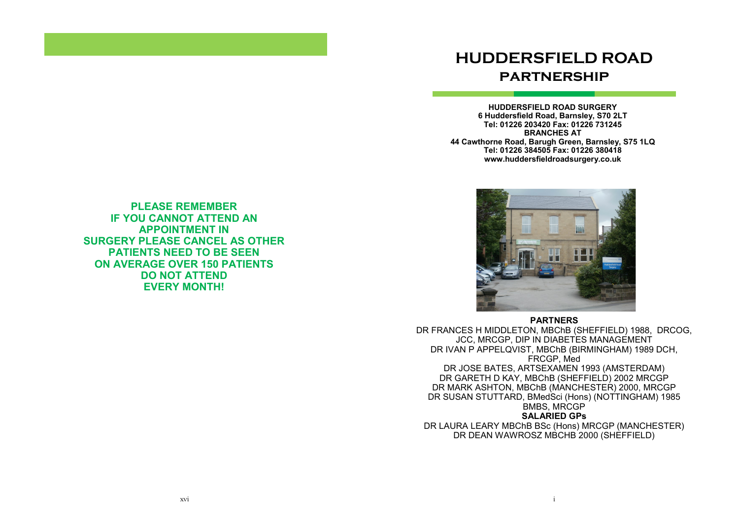**PLEASE REMEMBER**
**IF YOU CANNOT ATTEND AN APPOINTMENT IN SURGERY PLEASE CANCEL AS OTHER PATIENTS NEED TO BE SEEN**
**ON AVERAGE OVER 150 PATIENTS DO NOT ATTEND EVERY MONTH!**

# HUDDERSFIELD ROAD PARTNERSHIP

**HUDDERSFIELD ROAD SURGERY**
**6 Huddersfield Road, Barnsley, S70 2LT**
**Tel: 01226 203420 Fax: 01226 731245**
**BRANCHES AT**
**44 Cawthorne Road, Barugh Green, Barnsley, S75 1LQ**
**Tel: 01226 384505 Fax: 01226 380418**
**www.huddersfieldroadsurgery.co.uk**

**PARTNERS**

DR FRANCES H MIDDLETON, MBChB (SHEFFIELD) 1988, DRCOG, JCC, MRCGP, DIP IN DIABETES MANAGEMENT
DR IVAN P APPELQVIST, MBChB (BIRMINGHAM) 1989 DCH, FRCGP, Med
DR JOSE BATES, ARTSEXAMEN 1993 (AMSTERDAM)
DR GARETH D KAY, MBChB (SHEFFIELD) 2002 MRCGP
DR MARK ASHTON, MBChB (MANCHESTER) 2000, MRCGP
DR SUSAN STUTTARD, BMedSci (Hons) (NOTTINGHAM) 1985 BMBS, MRCGP

**SALARIED GPs**

DR LAURA LEARY MBChB BSc (Hons) MRCGP (MANCHESTER)
DR DEAN WAWROSZ MBCHB 2000 (SHEFFIELD)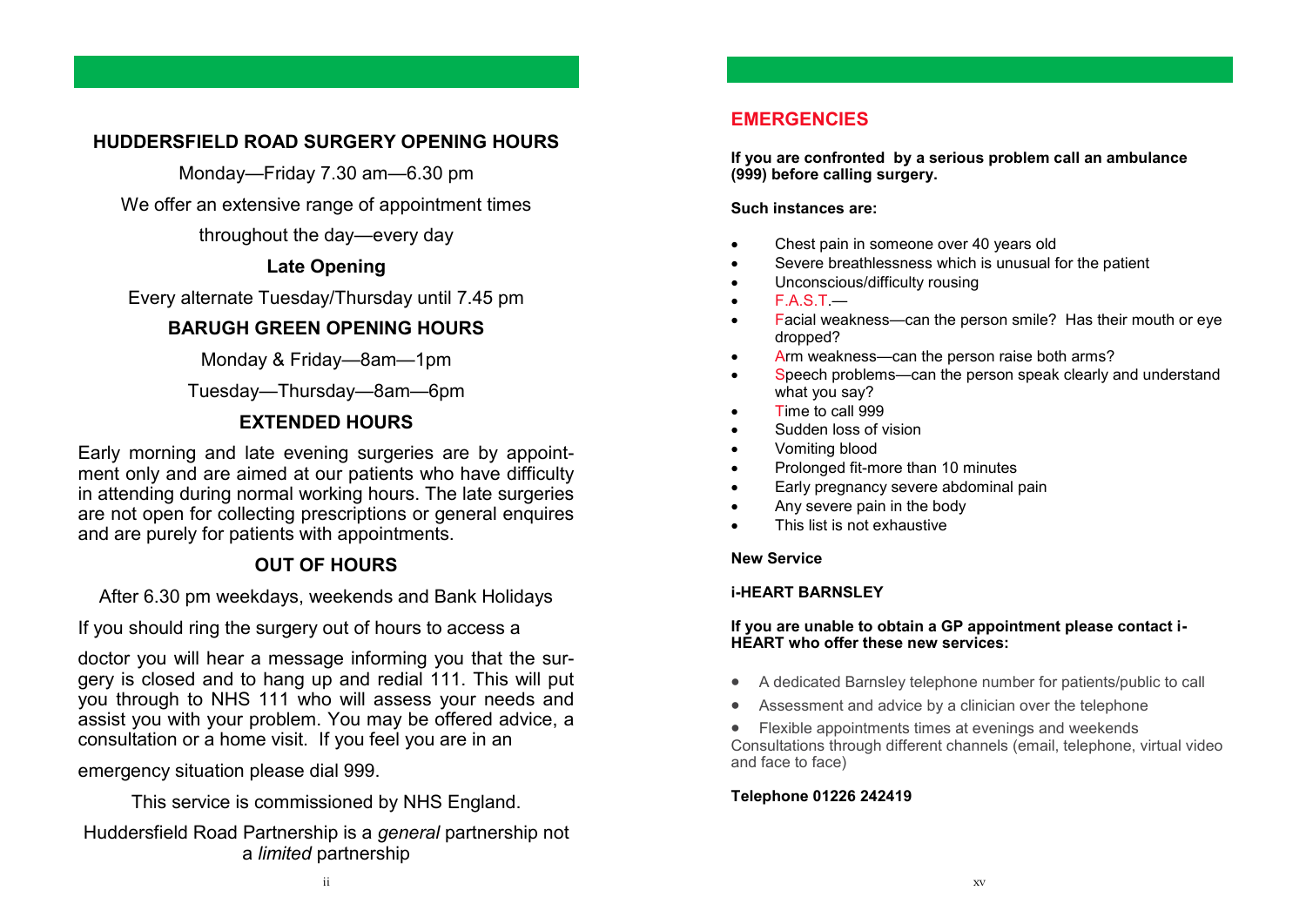## HUDDERSFIELD ROAD SURGERY OPENING HOURS

Monday—Friday 7.30 am—6.30 pm

We offer an extensive range of appointment times

throughout the day—every day

### Late Opening

Every alternate Tuesday/Thursday until 7.45 pm

## BARUGH GREEN OPENING HOURS

Monday & Friday—8am—1pm

Tuesday—Thursday—8am—6pm

## EXTENDED HOURS

Early morning and late evening surgeries are by appointment only and are aimed at our patients who have difficulty in attending during normal working hours. The late surgeries are not open for collecting prescriptions or general enquires and are purely for patients with appointments.

## OUT OF HOURS

After 6.30 pm weekdays, weekends and Bank Holidays

If you should ring the surgery out of hours to access a doctor you will hear a message informing you that the surgery is closed and to hang up and redial 111. This will put you through to NHS 111 who will assess your needs and assist you with your problem. You may be offered advice, a consultation or a home visit. If you feel you are in an emergency situation please dial 999.

This service is commissioned by NHS England.

Huddersfield Road Partnership is a *general* partnership not a *limited* partnership

## EMERGENCIES

**If you are confronted by a serious problem call an ambulance (999) before calling surgery.**

**Such instances are:**

- Chest pain in someone over 40 years old
- Severe breathlessness which is unusual for the patient
- Unconscious/difficulty rousing
- F.A.S.T.—
- Facial weakness—can the person smile? Has their mouth or eye dropped?
- Arm weakness—can the person raise both arms?
- Speech problems—can the person speak clearly and understand what you say?
- Time to call 999
- Sudden loss of vision
- Vomiting blood
- Prolonged fit-more than 10 minutes
- Early pregnancy severe abdominal pain
- Any severe pain in the body
- This list is not exhaustive

**New Service**

**i-HEART BARNSLEY**

**If you are unable to obtain a GP appointment please contact i-HEART who offer these new services:**

- A dedicated Barnsley telephone number for patients/public to call
- Assessment and advice by a clinician over the telephone
- Flexible appointments times at evenings and weekends

Consultations through different channels (email, telephone, virtual video and face to face)

**Telephone 01226 242419**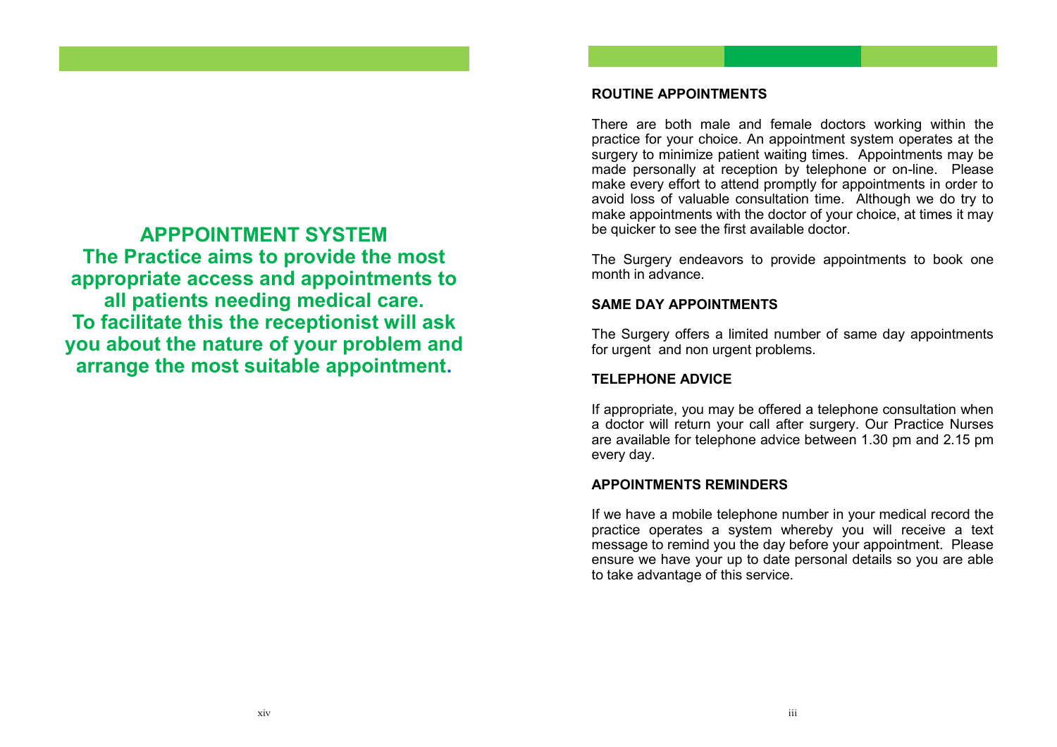## APPPOINTMENT SYSTEM

**The Practice aims to provide the most appropriate access and appointments to all patients needing medical care.**
**To facilitate this the receptionist will ask you about the nature of your problem and arrange the most suitable appointment.**

### ROUTINE APPOINTMENTS

There are both male and female doctors working within the practice for your choice. An appointment system operates at the surgery to minimize patient waiting times. Appointments may be made personally at reception by telephone or on-line. Please make every effort to attend promptly for appointments in order to avoid loss of valuable consultation time. Although we do try to make appointments with the doctor of your choice, at times it may be quicker to see the first available doctor.

The Surgery endeavors to provide appointments to book one month in advance.

### SAME DAY APPOINTMENTS

The Surgery offers a limited number of same day appointments for urgent and non urgent problems.

### TELEPHONE ADVICE

If appropriate, you may be offered a telephone consultation when a doctor will return your call after surgery. Our Practice Nurses are available for telephone advice between 1.30 pm and 2.15 pm every day.

### APPOINTMENTS REMINDERS

If we have a mobile telephone number in your medical record the practice operates a system whereby you will receive a text message to remind you the day before your appointment. Please ensure we have your up to date personal details so you are able to take advantage of this service.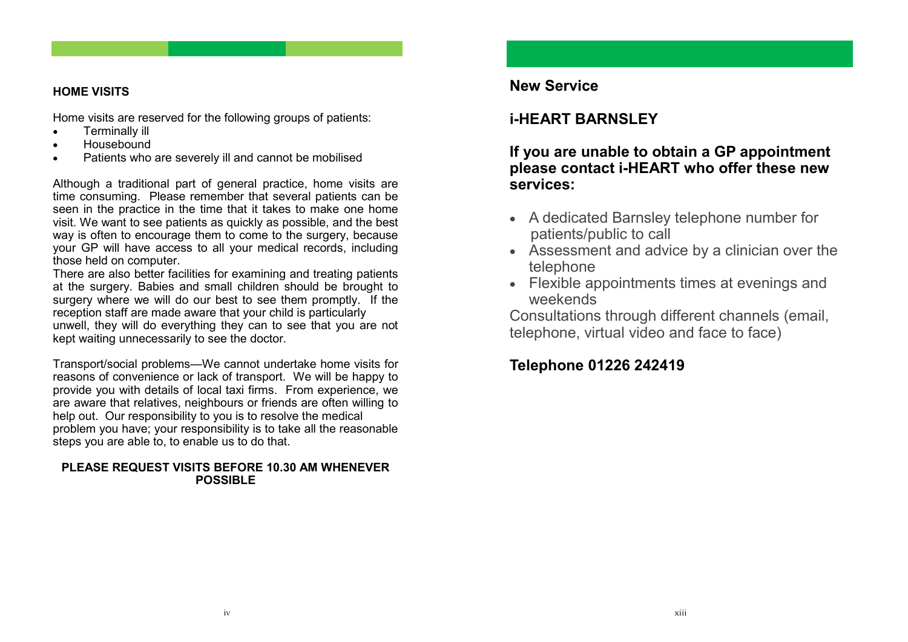## HOME VISITS

Home visits are reserved for the following groups of patients:

- Terminally ill
- Housebound
- Patients who are severely ill and cannot be mobilised

Although a traditional part of general practice, home visits are time consuming. Please remember that several patients can be seen in the practice in the time that it takes to make one home visit. We want to see patients as quickly as possible, and the best way is often to encourage them to come to the surgery, because your GP will have access to all your medical records, including those held on computer.

There are also better facilities for examining and treating patients at the surgery. Babies and small children should be brought to surgery where we will do our best to see them promptly. If the reception staff are made aware that your child is particularly unwell, they will do everything they can to see that you are not kept waiting unnecessarily to see the doctor.

Transport/social problems—We cannot undertake home visits for reasons of convenience or lack of transport. We will be happy to provide you with details of local taxi firms. From experience, we are aware that relatives, neighbours or friends are often willing to help out. Our responsibility to you is to resolve the medical problem you have; your responsibility is to take all the reasonable steps you are able to, to enable us to do that.

**PLEASE REQUEST VISITS BEFORE 10.30 AM WHENEVER POSSIBLE**

## New Service

## i-HEART BARNSLEY

### If you are unable to obtain a GP appointment please contact i-HEART who offer these new services:

- A dedicated Barnsley telephone number for patients/public to call
- Assessment and advice by a clinician over the telephone
- Flexible appointments times at evenings and weekends

Consultations through different channels (email, telephone, virtual video and face to face)

### Telephone 01226 242419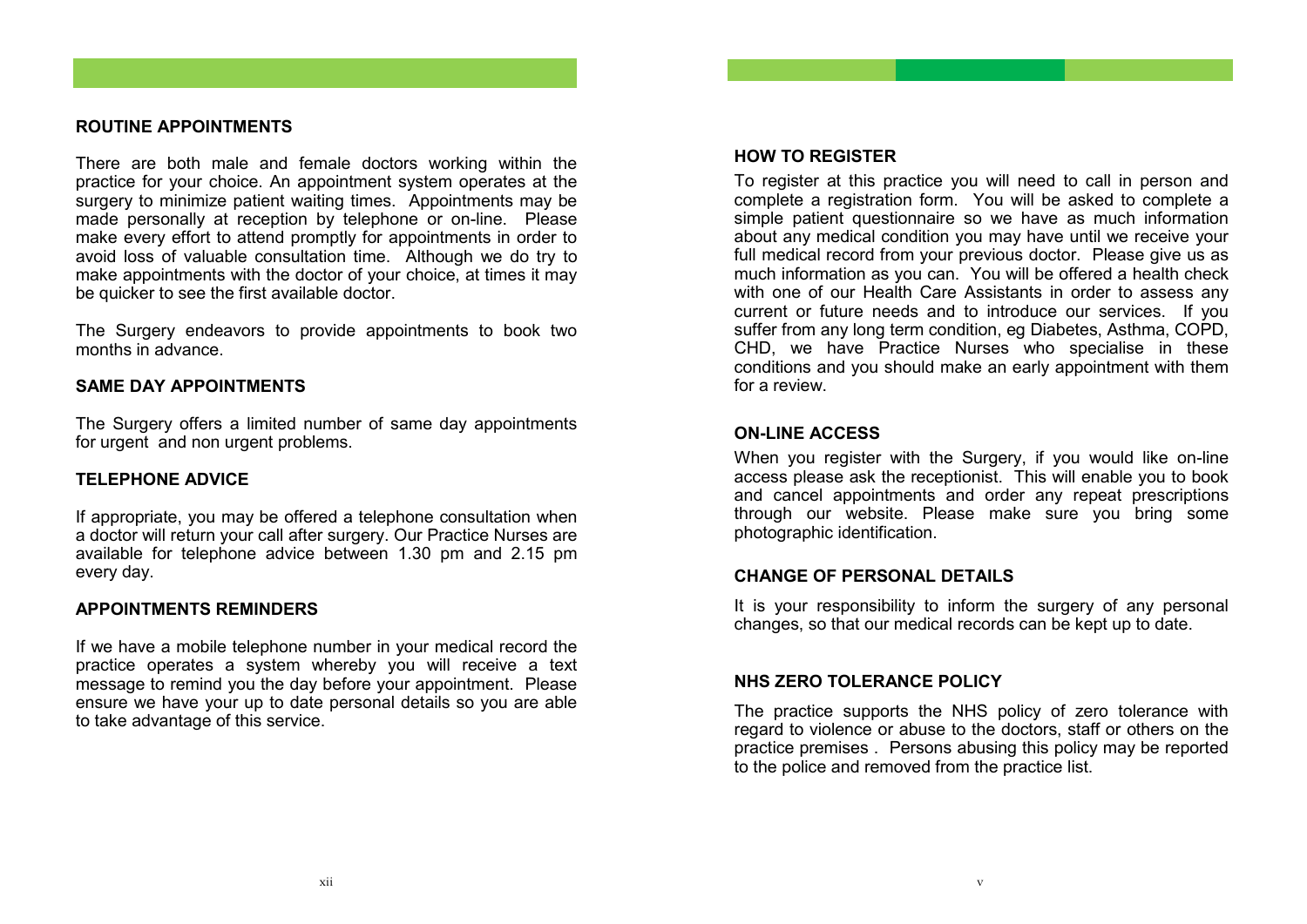## ROUTINE APPOINTMENTS

There are both male and female doctors working within the practice for your choice. An appointment system operates at the surgery to minimize patient waiting times. Appointments may be made personally at reception by telephone or on-line. Please make every effort to attend promptly for appointments in order to avoid loss of valuable consultation time. Although we do try to make appointments with the doctor of your choice, at times it may be quicker to see the first available doctor.

The Surgery endeavors to provide appointments to book two months in advance.

## SAME DAY APPOINTMENTS

The Surgery offers a limited number of same day appointments for urgent and non urgent problems.

## TELEPHONE ADVICE

If appropriate, you may be offered a telephone consultation when a doctor will return your call after surgery. Our Practice Nurses are available for telephone advice between 1.30 pm and 2.15 pm every day.

## APPOINTMENTS REMINDERS

If we have a mobile telephone number in your medical record the practice operates a system whereby you will receive a text message to remind you the day before your appointment. Please ensure we have your up to date personal details so you are able to take advantage of this service.

## HOW TO REGISTER

To register at this practice you will need to call in person and complete a registration form. You will be asked to complete a simple patient questionnaire so we have as much information about any medical condition you may have until we receive your full medical record from your previous doctor. Please give us as much information as you can. You will be offered a health check with one of our Health Care Assistants in order to assess any current or future needs and to introduce our services. If you suffer from any long term condition, eg Diabetes, Asthma, COPD, CHD, we have Practice Nurses who specialise in these conditions and you should make an early appointment with them for a review.

## ON-LINE ACCESS

When you register with the Surgery, if you would like on-line access please ask the receptionist. This will enable you to book and cancel appointments and order any repeat prescriptions through our website. Please make sure you bring some photographic identification.

## CHANGE OF PERSONAL DETAILS

It is your responsibility to inform the surgery of any personal changes, so that our medical records can be kept up to date.

## NHS ZERO TOLERANCE POLICY

The practice supports the NHS policy of zero tolerance with regard to violence or abuse to the doctors, staff or others on the practice premises . Persons abusing this policy may be reported to the police and removed from the practice list.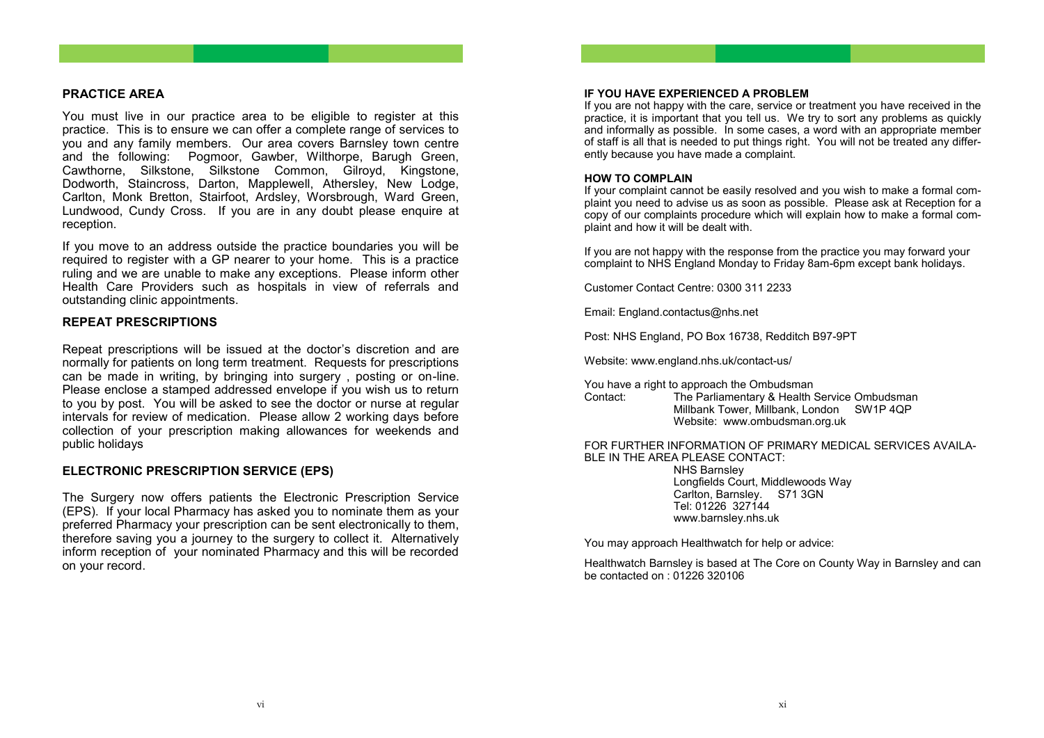## PRACTICE AREA

You must live in our practice area to be eligible to register at this practice. This is to ensure we can offer a complete range of services to you and any family members. Our area covers Barnsley town centre and the following: Pogmoor, Gawber, Wilthorpe, Barugh Green, Cawthorne, Silkstone, Silkstone Common, Gilroyd, Kingstone, Dodworth, Staincross, Darton, Mapplewell, Athersley, New Lodge, Carlton, Monk Bretton, Stairfoot, Ardsley, Worsbrough, Ward Green, Lundwood, Cundy Cross. If you are in any doubt please enquire at reception.

If you move to an address outside the practice boundaries you will be required to register with a GP nearer to your home. This is a practice ruling and we are unable to make any exceptions. Please inform other Health Care Providers such as hospitals in view of referrals and outstanding clinic appointments.

## REPEAT PRESCRIPTIONS

Repeat prescriptions will be issued at the doctor's discretion and are normally for patients on long term treatment. Requests for prescriptions can be made in writing, by bringing into surgery , posting or on-line. Please enclose a stamped addressed envelope if you wish us to return to you by post. You will be asked to see the doctor or nurse at regular intervals for review of medication. Please allow 2 working days before collection of your prescription making allowances for weekends and public holidays

## ELECTRONIC PRESCRIPTION SERVICE (EPS)

The Surgery now offers patients the Electronic Prescription Service (EPS). If your local Pharmacy has asked you to nominate them as your preferred Pharmacy your prescription can be sent electronically to them, therefore saving you a journey to the surgery to collect it. Alternatively inform reception of your nominated Pharmacy and this will be recorded on your record.

## IF YOU HAVE EXPERIENCED A PROBLEM

If you are not happy with the care, service or treatment you have received in the practice, it is important that you tell us. We try to sort any problems as quickly and informally as possible. In some cases, a word with an appropriate member of staff is all that is needed to put things right. You will not be treated any differently because you have made a complaint.

## HOW TO COMPLAIN

If your complaint cannot be easily resolved and you wish to make a formal complaint you need to advise us as soon as possible. Please ask at Reception for a copy of our complaints procedure which will explain how to make a formal complaint and how it will be dealt with.

If you are not happy with the response from the practice you may forward your complaint to NHS England Monday to Friday 8am-6pm except bank holidays.

Customer Contact Centre: 0300 311 2233

Email: England.contactus@nhs.net

Post: NHS England, PO Box 16738, Redditch B97-9PT

Website: www.england.nhs.uk/contact-us/

You have a right to approach the Ombudsman

Contact: The Parliamentary & Health Service Ombudsman
Millbank Tower, Millbank, London SW1P 4QP
Website: www.ombudsman.org.uk

FOR FURTHER INFORMATION OF PRIMARY MEDICAL SERVICES AVAILABLE IN THE AREA PLEASE CONTACT:

NHS Barnsley
Longfields Court, Middlewoods Way
Carlton, Barnsley. S71 3GN
Tel: 01226 327144
www.barnsley.nhs.uk

You may approach Healthwatch for help or advice:

Healthwatch Barnsley is based at The Core on County Way in Barnsley and can be contacted on : 01226 320106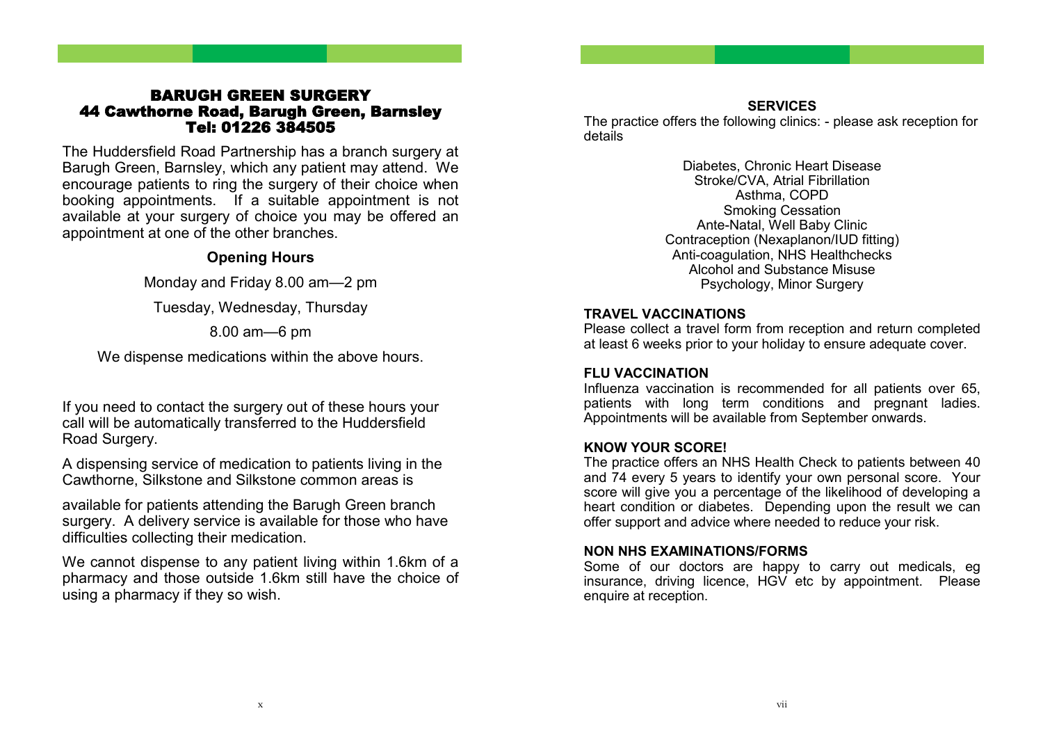## BARUGH GREEN SURGERY
## 44 Cawthorne Road, Barugh Green, Barnsley
## Tel: 01226 384505

The Huddersfield Road Partnership has a branch surgery at Barugh Green, Barnsley, which any patient may attend. We encourage patients to ring the surgery of their choice when booking appointments. If a suitable appointment is not available at your surgery of choice you may be offered an appointment at one of the other branches.

### Opening Hours

Monday and Friday 8.00 am—2 pm

Tuesday, Wednesday, Thursday

8.00 am—6 pm

We dispense medications within the above hours.

If you need to contact the surgery out of these hours your call will be automatically transferred to the Huddersfield Road Surgery.

A dispensing service of medication to patients living in the Cawthorne, Silkstone and Silkstone common areas is

available for patients attending the Barugh Green branch surgery. A delivery service is available for those who have difficulties collecting their medication.

We cannot dispense to any patient living within 1.6km of a pharmacy and those outside 1.6km still have the choice of using a pharmacy if they so wish.

### SERVICES

The practice offers the following clinics: - please ask reception for details

Diabetes, Chronic Heart Disease
Stroke/CVA, Atrial Fibrillation
Asthma, COPD
Smoking Cessation
Ante-Natal, Well Baby Clinic
Contraception (Nexaplanon/IUD fitting)
Anti-coagulation, NHS Healthchecks
Alcohol and Substance Misuse
Psychology, Minor Surgery

### TRAVEL VACCINATIONS

Please collect a travel form from reception and return completed at least 6 weeks prior to your holiday to ensure adequate cover.

### FLU VACCINATION

Influenza vaccination is recommended for all patients over 65, patients with long term conditions and pregnant ladies. Appointments will be available from September onwards.

### KNOW YOUR SCORE!

The practice offers an NHS Health Check to patients between 40 and 74 every 5 years to identify your own personal score. Your score will give you a percentage of the likelihood of developing a heart condition or diabetes. Depending upon the result we can offer support and advice where needed to reduce your risk.

### NON NHS EXAMINATIONS/FORMS

Some of our doctors are happy to carry out medicals, eg insurance, driving licence, HGV etc by appointment. Please enquire at reception.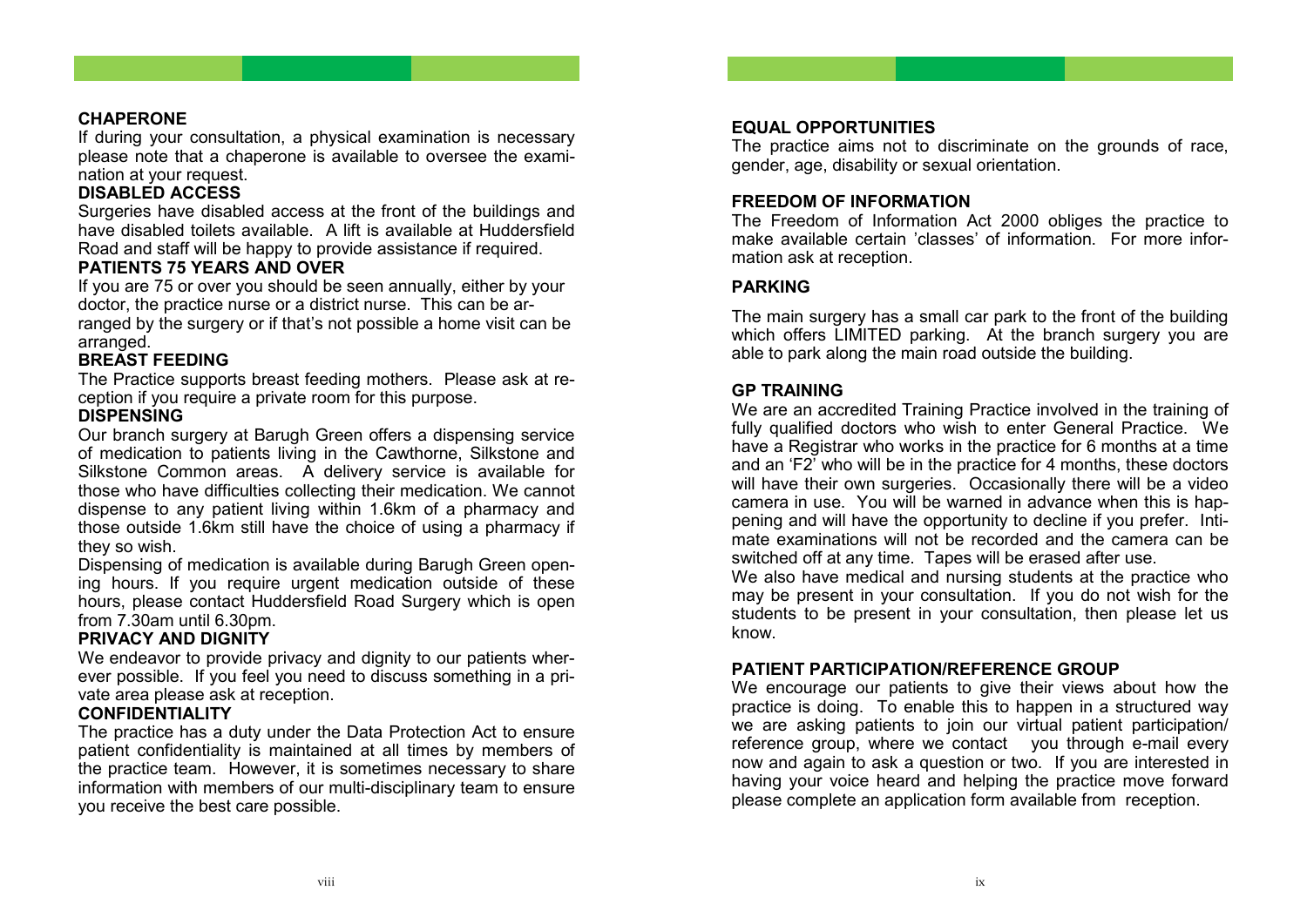## CHAPERONE

If during your consultation, a physical examination is necessary please note that a chaperone is available to oversee the examination at your request.

## DISABLED ACCESS

Surgeries have disabled access at the front of the buildings and have disabled toilets available. A lift is available at Huddersfield Road and staff will be happy to provide assistance if required.

## PATIENTS 75 YEARS AND OVER

If you are 75 or over you should be seen annually, either by your doctor, the practice nurse or a district nurse. This can be arranged by the surgery or if that's not possible a home visit can be arranged.

## BREAST FEEDING

The Practice supports breast feeding mothers. Please ask at reception if you require a private room for this purpose.

## DISPENSING

Our branch surgery at Barugh Green offers a dispensing service of medication to patients living in the Cawthorne, Silkstone and Silkstone Common areas. A delivery service is available for those who have difficulties collecting their medication. We cannot dispense to any patient living within 1.6km of a pharmacy and those outside 1.6km still have the choice of using a pharmacy if they so wish.

Dispensing of medication is available during Barugh Green opening hours. If you require urgent medication outside of these hours, please contact Huddersfield Road Surgery which is open from 7.30am until 6.30pm.

## PRIVACY AND DIGNITY

We endeavor to provide privacy and dignity to our patients wherever possible. If you feel you need to discuss something in a private area please ask at reception.

## CONFIDENTIALITY

The practice has a duty under the Data Protection Act to ensure patient confidentiality is maintained at all times by members of the practice team. However, it is sometimes necessary to share information with members of our multi-disciplinary team to ensure you receive the best care possible.

## EQUAL OPPORTUNITIES

The practice aims not to discriminate on the grounds of race, gender, age, disability or sexual orientation.

## FREEDOM OF INFORMATION

The Freedom of Information Act 2000 obliges the practice to make available certain 'classes' of information. For more information ask at reception.

## PARKING

The main surgery has a small car park to the front of the building which offers LIMITED parking. At the branch surgery you are able to park along the main road outside the building.

## GP TRAINING

We are an accredited Training Practice involved in the training of fully qualified doctors who wish to enter General Practice. We have a Registrar who works in the practice for 6 months at a time and an 'F2' who will be in the practice for 4 months, these doctors will have their own surgeries. Occasionally there will be a video camera in use. You will be warned in advance when this is happening and will have the opportunity to decline if you prefer. Intimate examinations will not be recorded and the camera can be switched off at any time. Tapes will be erased after use.

We also have medical and nursing students at the practice who may be present in your consultation. If you do not wish for the students to be present in your consultation, then please let us know.

## PATIENT PARTICIPATION/REFERENCE GROUP

We encourage our patients to give their views about how the practice is doing. To enable this to happen in a structured way we are asking patients to join our virtual patient participation/reference group, where we contact you through e-mail every now and again to ask a question or two. If you are interested in having your voice heard and helping the practice move forward please complete an application form available from reception.